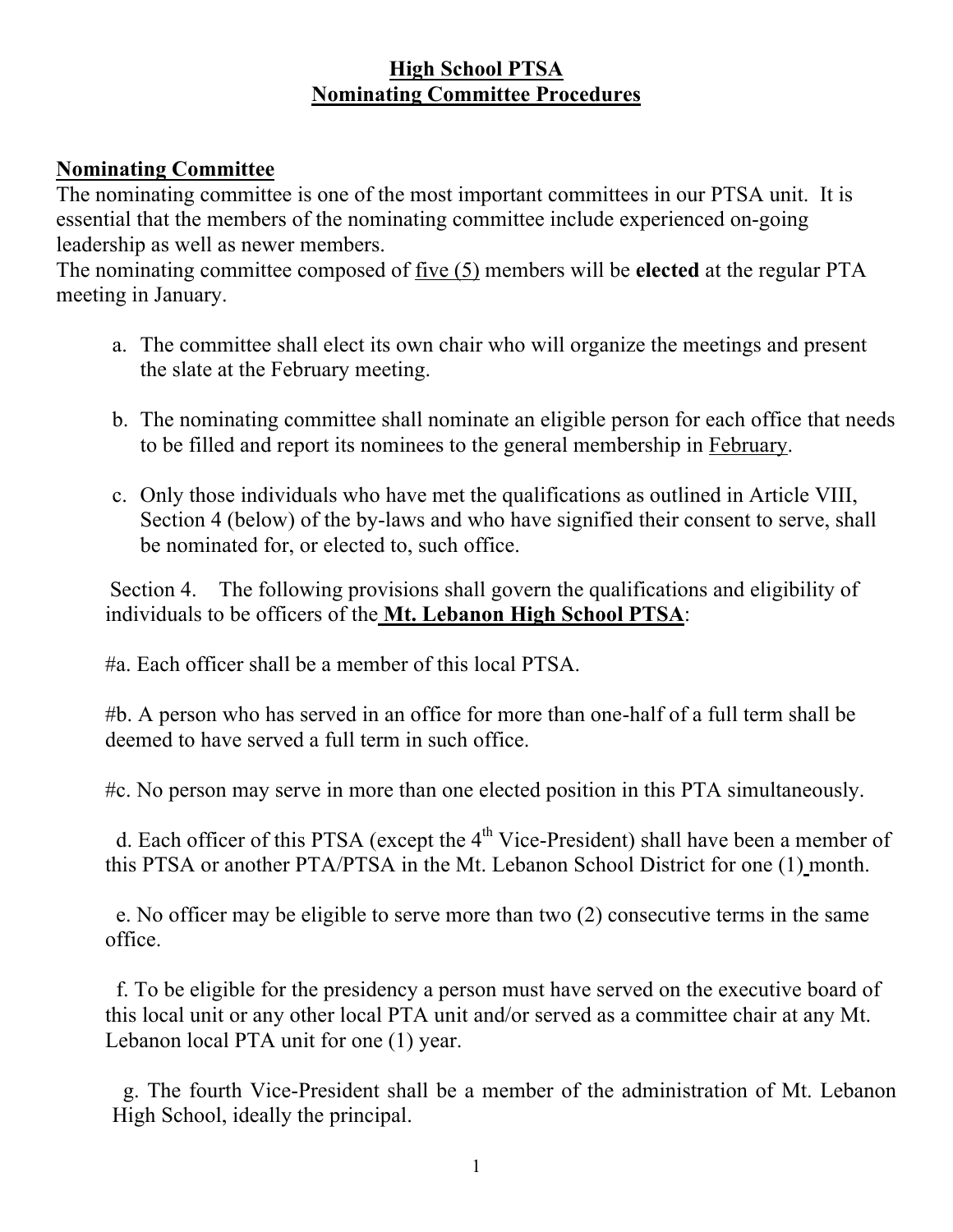**High School PTSA**
**Nominating Committee Procedures**

**Nominating Committee**

The nominating committee is one of the most important committees in our PTSA unit. It is essential that the members of the nominating committee include experienced on-going leadership as well as newer members.

The nominating committee composed of five (5) members will be **elected** at the regular PTA meeting in January.

a. The committee shall elect its own chair who will organize the meetings and present the slate at the February meeting.

b. The nominating committee shall nominate an eligible person for each office that needs to be filled and report its nominees to the general membership in February.

c. Only those individuals who have met the qualifications as outlined in Article VIII, Section 4 (below) of the by-laws and who have signified their consent to serve, shall be nominated for, or elected to, such office.

Section 4. The following provisions shall govern the qualifications and eligibility of individuals to be officers of the **Mt. Lebanon High School PTSA**:

#a. Each officer shall be a member of this local PTSA.

#b. A person who has served in an office for more than one-half of a full term shall be deemed to have served a full term in such office.

#c. No person may serve in more than one elected position in this PTA simultaneously.

d. Each officer of this PTSA (except the 4th Vice-President) shall have been a member of this PTSA or another PTA/PTSA in the Mt. Lebanon School District for one (1) month.

e. No officer may be eligible to serve more than two (2) consecutive terms in the same office.

f. To be eligible for the presidency a person must have served on the executive board of this local unit or any other local PTA unit and/or served as a committee chair at any Mt. Lebanon local PTA unit for one (1) year.

g. The fourth Vice-President shall be a member of the administration of Mt. Lebanon High School, ideally the principal.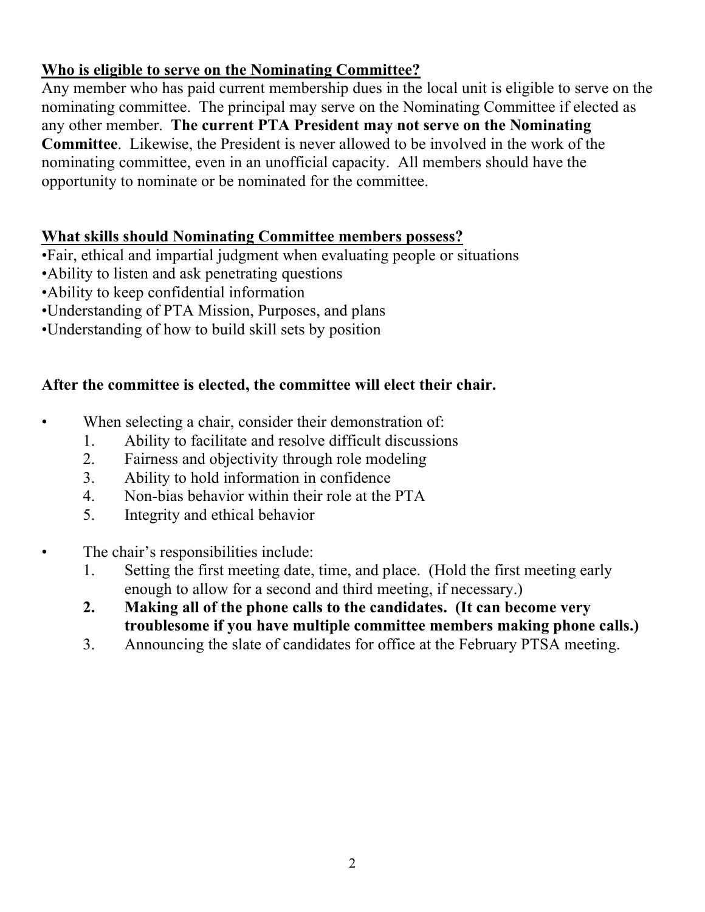**<u>Who is eligible to serve on the Nominating Committee?</u>**

Any member who has paid current membership dues in the local unit is eligible to serve on the nominating committee. The principal may serve on the Nominating Committee if elected as any other member. **The current PTA President may not serve on the Nominating Committee**. Likewise, the President is never allowed to be involved in the work of the nominating committee, even in an unofficial capacity. All members should have the opportunity to nominate or be nominated for the committee.

**<u>What skills should Nominating Committee members possess?</u>**

- Fair, ethical and impartial judgment when evaluating people or situations
- Ability to listen and ask penetrating questions
- Ability to keep confidential information
- Understanding of PTA Mission, Purposes, and plans
- Understanding of how to build skill sets by position

**After the committee is elected, the committee will elect their chair.**

- When selecting a chair, consider their demonstration of:
    1. Ability to facilitate and resolve difficult discussions
    2. Fairness and objectivity through role modeling
    3. Ability to hold information in confidence
    4. Non-bias behavior within their role at the PTA
    5. Integrity and ethical behavior

- The chair's responsibilities include:
    1. Setting the first meeting date, time, and place. (Hold the first meeting early enough to allow for a second and third meeting, if necessary.)
    2. **Making all of the phone calls to the candidates. (It can become very troublesome if you have multiple committee members making phone calls.)**
    3. Announcing the slate of candidates for office at the February PTSA meeting.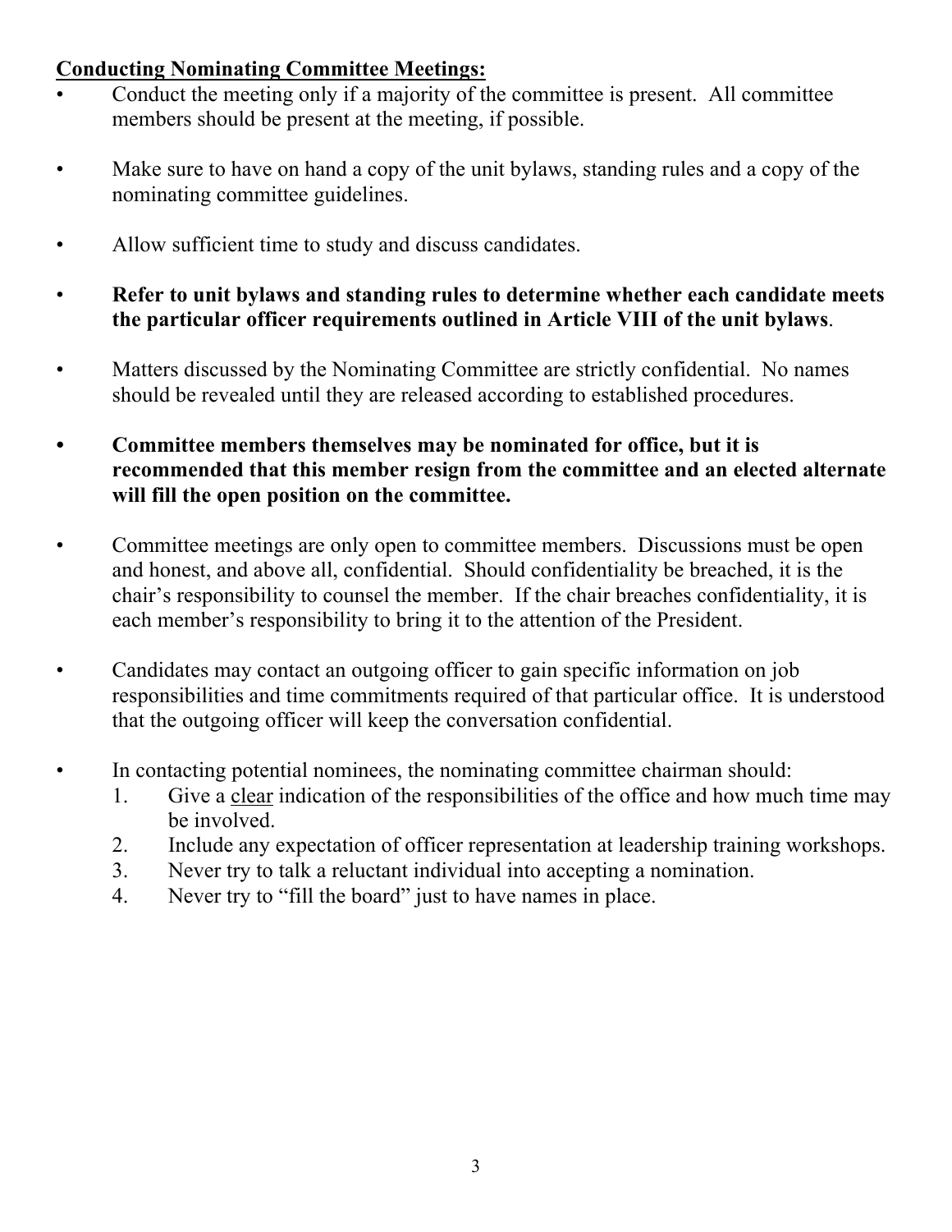**<u>Conducting Nominating Committee Meetings:</u>**

- Conduct the meeting only if a majority of the committee is present. All committee members should be present at the meeting, if possible.

- Make sure to have on hand a copy of the unit bylaws, standing rules and a copy of the nominating committee guidelines.

- Allow sufficient time to study and discuss candidates.

- **Refer to unit bylaws and standing rules to determine whether each candidate meets the particular officer requirements outlined in Article VIII of the unit bylaws**.

- Matters discussed by the Nominating Committee are strictly confidential. No names should be revealed until they are released according to established procedures.

- **Committee members themselves may be nominated for office, but it is recommended that this member resign from the committee and an elected alternate will fill the open position on the committee.**

- Committee meetings are only open to committee members. Discussions must be open and honest, and above all, confidential. Should confidentiality be breached, it is the chair's responsibility to counsel the member. If the chair breaches confidentiality, it is each member's responsibility to bring it to the attention of the President.

- Candidates may contact an outgoing officer to gain specific information on job responsibilities and time commitments required of that particular office. It is understood that the outgoing officer will keep the conversation confidential.

- In contacting potential nominees, the nominating committee chairman should:
  1. Give a <u>clear</u> indication of the responsibilities of the office and how much time may be involved.
  2. Include any expectation of officer representation at leadership training workshops.
  3. Never try to talk a reluctant individual into accepting a nomination.
  4. Never try to "fill the board" just to have names in place.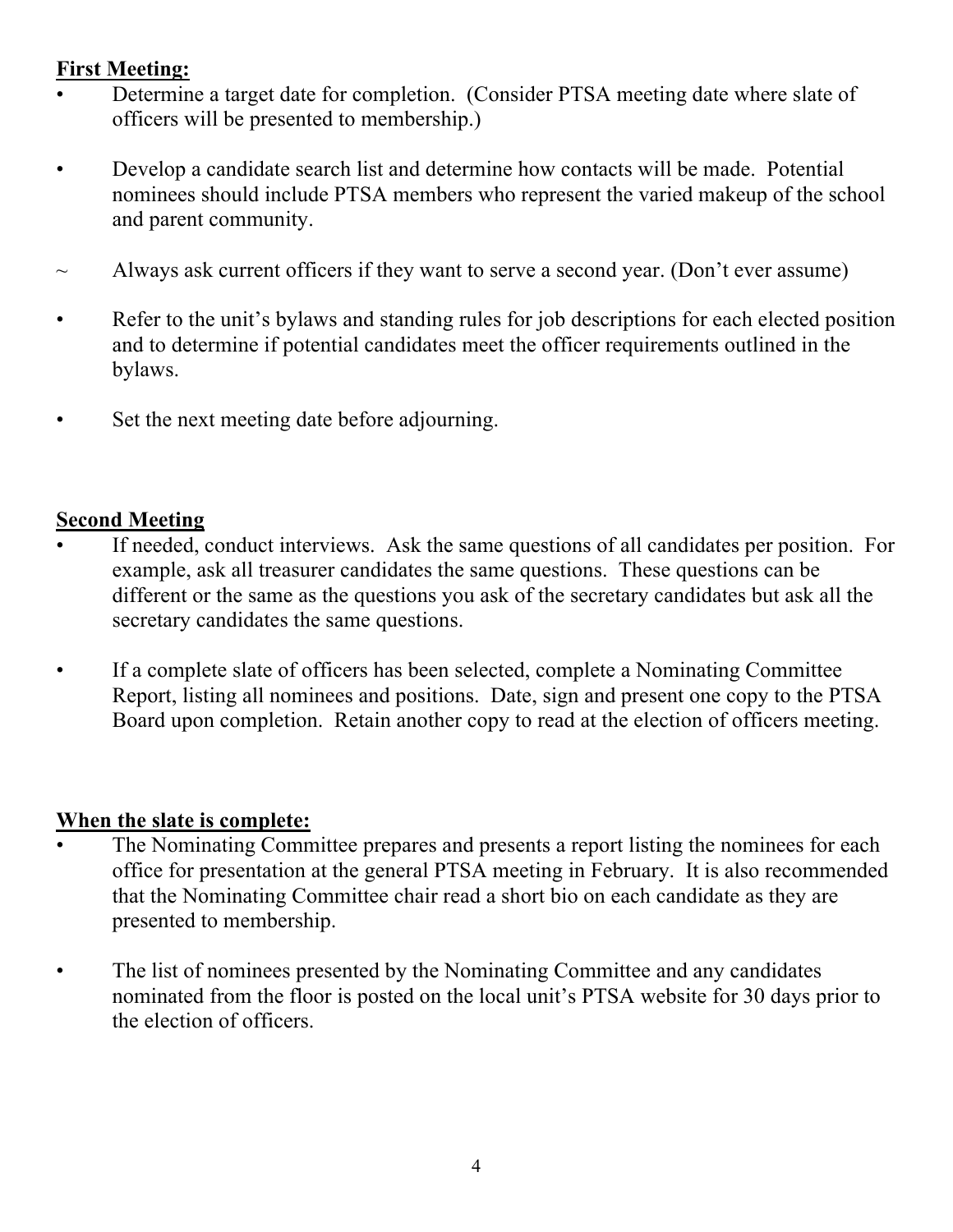**<u>First Meeting:</u>**

- Determine a target date for completion. (Consider PTSA meeting date where slate of officers will be presented to membership.)

- Develop a candidate search list and determine how contacts will be made. Potential nominees should include PTSA members who represent the varied makeup of the school and parent community.

~ Always ask current officers if they want to serve a second year. (Don't ever assume)

- Refer to the unit's bylaws and standing rules for job descriptions for each elected position and to determine if potential candidates meet the officer requirements outlined in the bylaws.

- Set the next meeting date before adjourning.

**<u>Second Meeting</u>**

- If needed, conduct interviews. Ask the same questions of all candidates per position. For example, ask all treasurer candidates the same questions. These questions can be different or the same as the questions you ask of the secretary candidates but ask all the secretary candidates the same questions.

- If a complete slate of officers has been selected, complete a Nominating Committee Report, listing all nominees and positions. Date, sign and present one copy to the PTSA Board upon completion. Retain another copy to read at the election of officers meeting.

**<u>When the slate is complete:</u>**

- The Nominating Committee prepares and presents a report listing the nominees for each office for presentation at the general PTSA meeting in February. It is also recommended that the Nominating Committee chair read a short bio on each candidate as they are presented to membership.

- The list of nominees presented by the Nominating Committee and any candidates nominated from the floor is posted on the local unit's PTSA website for 30 days prior to the election of officers.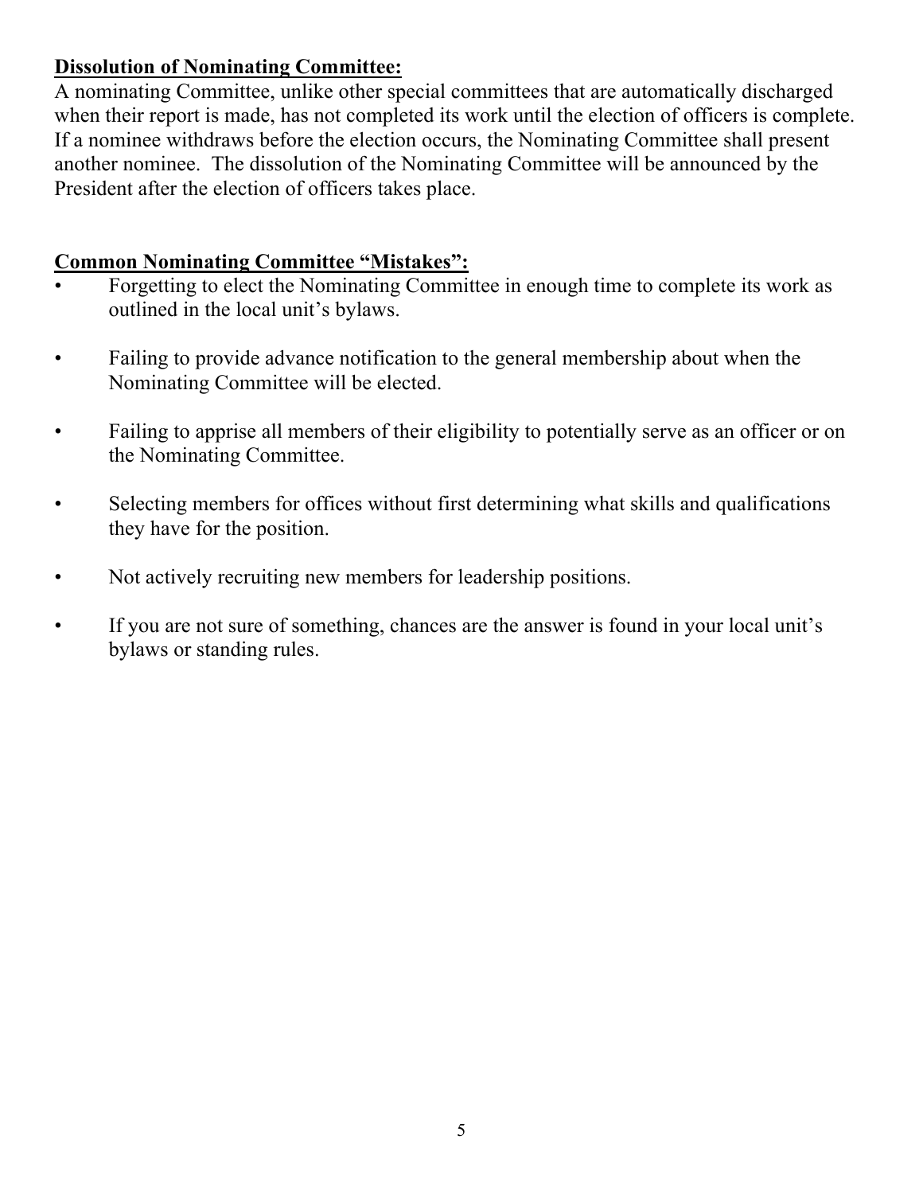**Dissolution of Nominating Committee:**

A nominating Committee, unlike other special committees that are automatically discharged when their report is made, has not completed its work until the election of officers is complete. If a nominee withdraws before the election occurs, the Nominating Committee shall present another nominee. The dissolution of the Nominating Committee will be announced by the President after the election of officers takes place.

**Common Nominating Committee "Mistakes":**

- Forgetting to elect the Nominating Committee in enough time to complete its work as outlined in the local unit's bylaws.
- Failing to provide advance notification to the general membership about when the Nominating Committee will be elected.
- Failing to apprise all members of their eligibility to potentially serve as an officer or on the Nominating Committee.
- Selecting members for offices without first determining what skills and qualifications they have for the position.
- Not actively recruiting new members for leadership positions.
- If you are not sure of something, chances are the answer is found in your local unit's bylaws or standing rules.